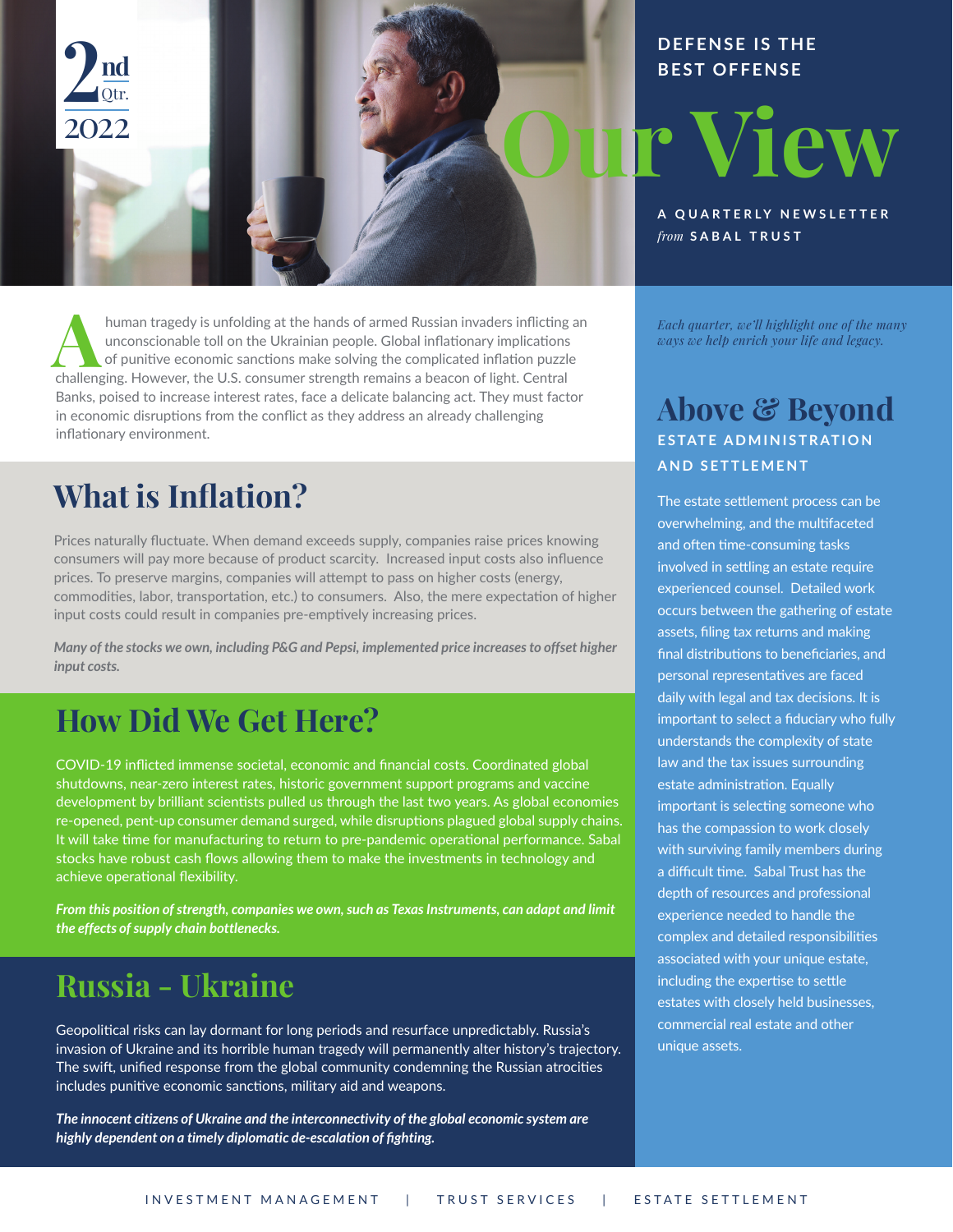2nd Qtr. 2022

DEFENSE IS THE BEST OFFENSE

# Our View

A QUARTERLY NEWSLETTER *from* SABAL TRUST

A human tragedy is unfolding at the hands of armed Russian invaders inflicting an unconscionable toll on the Ukrainian people. Global inflationary implications of punitive economic sanctions make solving the complicated inflation puzzle challenging. However, the U.S. consumer strength remains a beacon of light. Central Banks, poised to increase interest rates, face a delicate balancing act. They must factor in economic disruptions from the conflict as they address an already challenging inflationary environment.

## What is Inflation?

Prices naturally fluctuate. When demand exceeds supply, companies raise prices knowing consumers will pay more because of product scarcity. Increased input costs also influence prices. To preserve margins, companies will attempt to pass on higher costs (energy, commodities, labor, transportation, etc.) to consumers. Also, the mere expectation of higher input costs could result in companies pre-emptively increasing prices.

***Many of the stocks we own, including P&G and Pepsi, implemented price increases to offset higher input costs.***

## How Did We Get Here?

COVID-19 inflicted immense societal, economic and financial costs. Coordinated global shutdowns, near-zero interest rates, historic government support programs and vaccine development by brilliant scientists pulled us through the last two years. As global economies re-opened, pent-up consumer demand surged, while disruptions plagued global supply chains. It will take time for manufacturing to return to pre-pandemic operational performance. Sabal stocks have robust cash flows allowing them to make the investments in technology and achieve operational flexibility.

***From this position of strength, companies we own, such as Texas Instruments, can adapt and limit the effects of supply chain bottlenecks.***

## Russia – Ukraine

Geopolitical risks can lay dormant for long periods and resurface unpredictably. Russia's invasion of Ukraine and its horrible human tragedy will permanently alter history's trajectory. The swift, unified response from the global community condemning the Russian atrocities includes punitive economic sanctions, military aid and weapons.

***The innocent citizens of Ukraine and the interconnectivity of the global economic system are highly dependent on a timely diplomatic de-escalation of fighting.***

*Each quarter, we'll highlight one of the many ways we help enrich your life and legacy.*

## Above & Beyond

### ESTATE ADMINISTRATION AND SETTLEMENT

The estate settlement process can be overwhelming, and the multifaceted and often time-consuming tasks involved in settling an estate require experienced counsel. Detailed work occurs between the gathering of estate assets, filing tax returns and making final distributions to beneficiaries, and personal representatives are faced daily with legal and tax decisions. It is important to select a fiduciary who fully understands the complexity of state law and the tax issues surrounding estate administration. Equally important is selecting someone who has the compassion to work closely with surviving family members during a difficult time. Sabal Trust has the depth of resources and professional experience needed to handle the complex and detailed responsibilities associated with your unique estate, including the expertise to settle estates with closely held businesses, commercial real estate and other unique assets.

INVESTMENT MANAGEMENT | TRUST SERVICES | ESTATE SETTLEMENT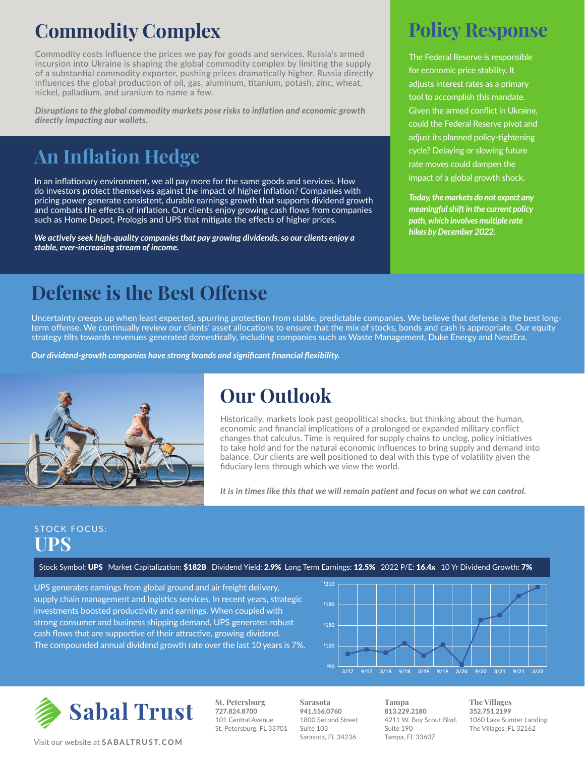## Commodity Complex

Commodity costs influence the prices we pay for goods and services. Russia's armed incursion into Ukraine is shaping the global commodity complex by limiting the supply of a substantial commodity exporter, pushing prices dramatically higher. Russia directly influences the global production of oil, gas, aluminum, titanium, potash, zinc, wheat, nickel, palladium, and uranium to name a few.

***Disruptions to the global commodity markets pose risks to inflation and economic growth directly impacting our wallets.***

## Policy Response

The Federal Reserve is responsible for economic price stability. It adjusts interest rates as a primary tool to accomplish this mandate. Given the armed conflict in Ukraine, could the Federal Reserve pivot and adjust its planned policy-tightening cycle? Delaying or slowing future rate moves could dampen the impact of a global growth shock.

***Today, the markets do not expect any meaningful shift in the current policy path, which involves multiple rate hikes by December 2022.***

## An Inflation Hedge

In an inflationary environment, we all pay more for the same goods and services. How do investors protect themselves against the impact of higher inflation? Companies with pricing power generate consistent, durable earnings growth that supports dividend growth and combats the effects of inflation. Our clients enjoy growing cash flows from companies such as Home Depot, Prologis and UPS that mitigate the effects of higher prices.

***We actively seek high-quality companies that pay growing dividends, so our clients enjoy a stable, ever-increasing stream of income.***

## Defense is the Best Offense

Uncertainty creeps up when least expected, spurring protection from stable, predictable companies. We believe that defense is the best long-term offense. We continually review our clients' asset allocations to ensure that the mix of stocks, bonds and cash is appropriate. Our equity strategy tilts towards revenues generated domestically, including companies such as Waste Management, Duke Energy and NextEra.

***Our dividend-growth companies have strong brands and significant financial flexibility.***

## Our Outlook

Historically, markets look past geopolitical shocks, but thinking about the human, economic and financial implications of a prolonged or expanded military conflict changes that calculus. Time is required for supply chains to unclog, policy initiatives to take hold and for the natural economic influences to bring supply and demand into balance. Our clients are well positioned to deal with this type of volatility given the fiduciary lens through which we view the world.

***It is in times like this that we will remain patient and focus on what we can control.***

STOCK FOCUS:

## UPS

Stock Symbol: **UPS** Market Capitalization: **$182B** Dividend Yield: **2.9%** Long Term Earnings: **12.5%** 2022 P/E: **16.4x** 10 Yr Dividend Growth: **7%**

UPS generates earnings from global ground and air freight delivery, supply chain management and logistics services. In recent years, strategic investments boosted productivity and earnings. When coupled with strong consumer and business shipping demand, UPS generates robust cash flows that are supportive of their attractive, growing dividend. The compounded annual dividend growth rate over the last 10 years is 7%.

$210
$180
$150
$120
$90

3/17 9/17 3/18 9/18 3/19 9/19 3/20 9/20 3/21 9/21 3/22

**Sabal Trust**

Visit our website at **SABALTRUST.COM**

**St. Petersburg**
**727.824.8700**
101 Central Avenue
St. Petersburg, FL 33701

**Sarasota**
**941.556.0760**
1800 Second Street
Suite 103
Sarasota, FL 34236

**Tampa**
**813.229.2180**
4211 W. Boy Scout Blvd.
Suite 190
Tampa, FL 33607

**The Villages**
**352.751.2199**
1060 Lake Sumter Landing
The Villages, FL 32162